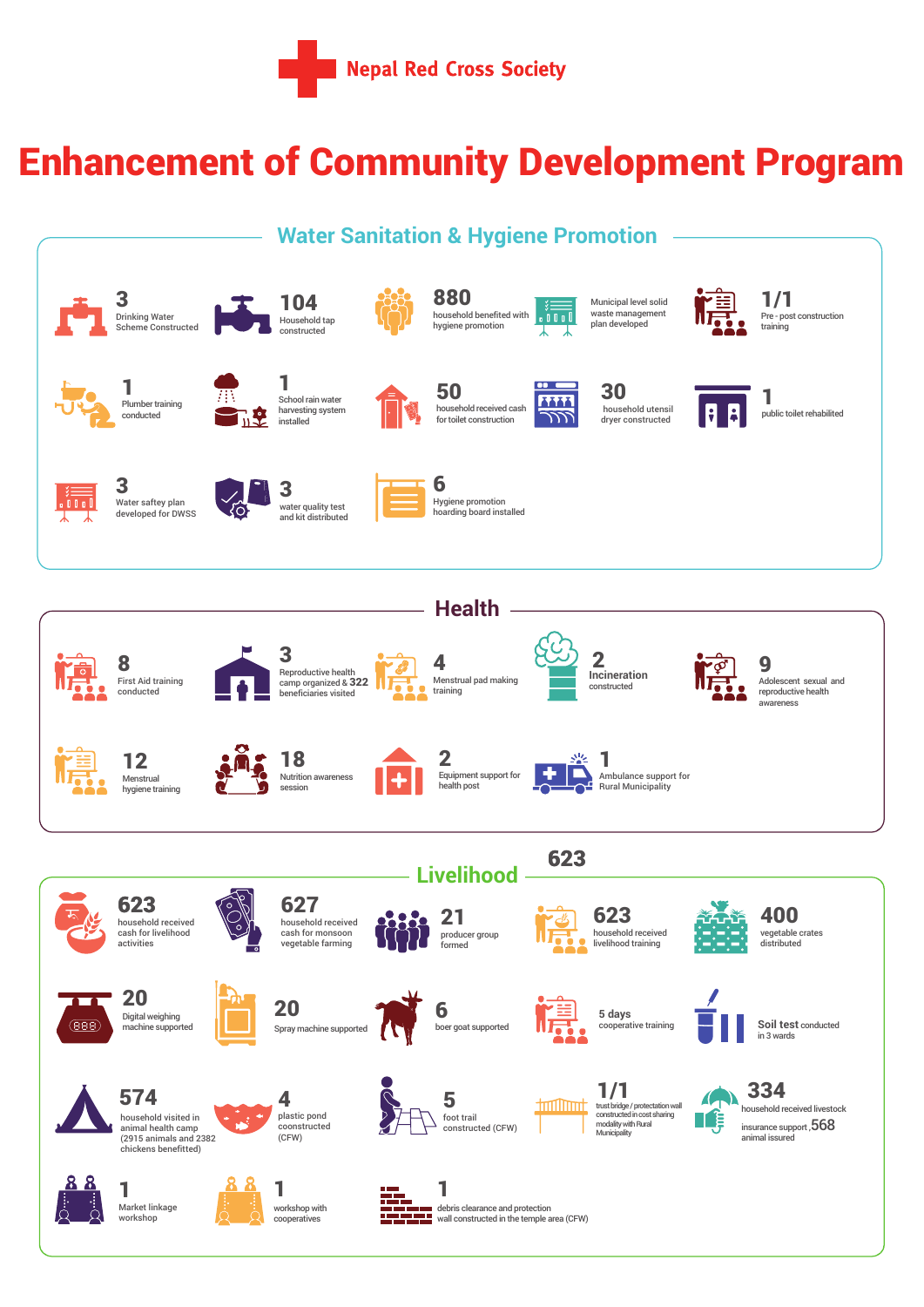Nepal Red Cross Society

# Enhancement of Community Development Program

## Water Sanitation & Hygiene Promotion

- **3** Drinking Water Scheme Constructed
- **104** Household tap constructed
- **880** household benefited with hygiene promotion
- Municipal level solid waste management plan developed
- **1/1** Pre - post construction training
- **1** Plumber training conducted
- **1** School rain water harvesting system installed
- **50** household received cash for toilet construction
- **30** household utensil dryer constructed
- **1** public toilet rehabilited
- **3** Water saftey plan developed for DWSS
- **3** water quality test and kit distributed
- **6** Hygiene promotion hoarding board installed

## Health

- **8** First Aid training conducted
- **3** Reproductive health camp organized & **322** beneficiaries visited
- **4** Menstrual pad making training
- **2** Incineration constructed
- **9** Adolescent sexual and reproductive health awareness
- **12** Menstrual hygiene training
- **18** Nutrition awareness session
- **2** Equipment support for health post
- **1** Ambulance support for Rural Municipality

**623**

## Livelihood

- **623** household received cash for livelihood activities
- **627** household received cash for monsoon vegetable farming
- **21** producer group formed
- **623** household received livelihood training
- **400** vegetable crates distributed
- **20** Digital weighing machine supported
- **20** Spray machine supported
- **6** boer goat supported
- **5 days** cooperative training
- **Soil test** conducted in 3 wards
- **574** household visited in animal health camp (2915 animals and 2382 chickens benefitted)
- **4** plastic pond coonstructed (CFW)
- **5** foot trail constructed (CFW)
- **1/1** trust bridge / protectation wall constructed in cost sharing modality with Rural Municipality
- **334** household received livestock insurance support, **568** animal issured
- **1** Market linkage workshop
- **1** workshop with cooperatives
- **1** debris clearance and protection wall constructed in the temple area (CFW)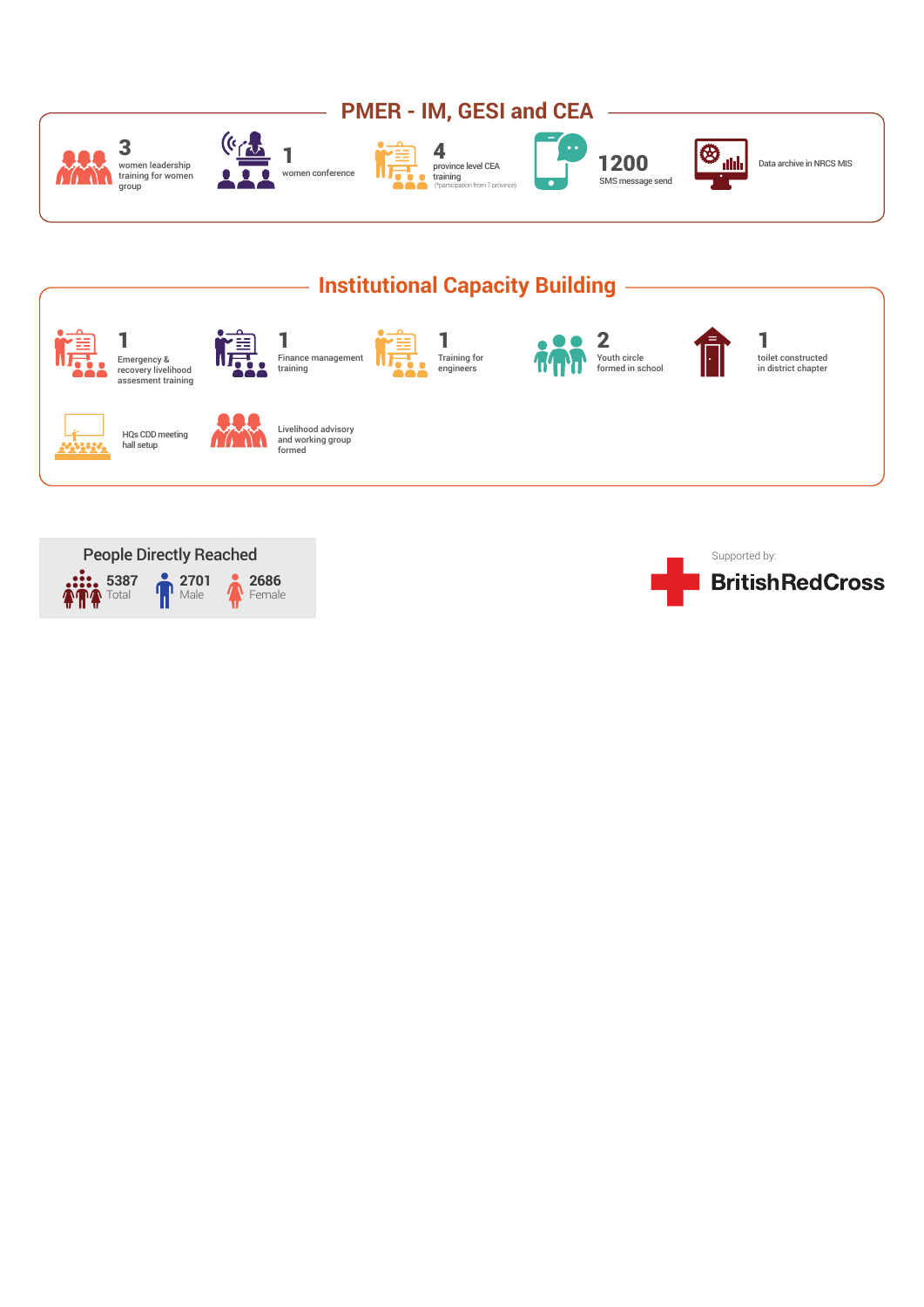## PMER - IM, GESI and CEA

3
women leadership training for women group

1
women conference

4
province level CEA training
(*participation from 7 province)

1200
SMS message send

Data archive in NRCS MIS

## Institutional Capacity Building

1
Emergency & recovery livelihood assesment training

1
Finance management training

1
Training for engineers

2
Youth circle formed in school

1
toilet constructed in district chapter

HQs CDD meeting hall setup

Livelihood advisory and working group formed

### People Directly Reached

5387 Total

2701 Male

2686 Female

Supported by:
BritishRedCross